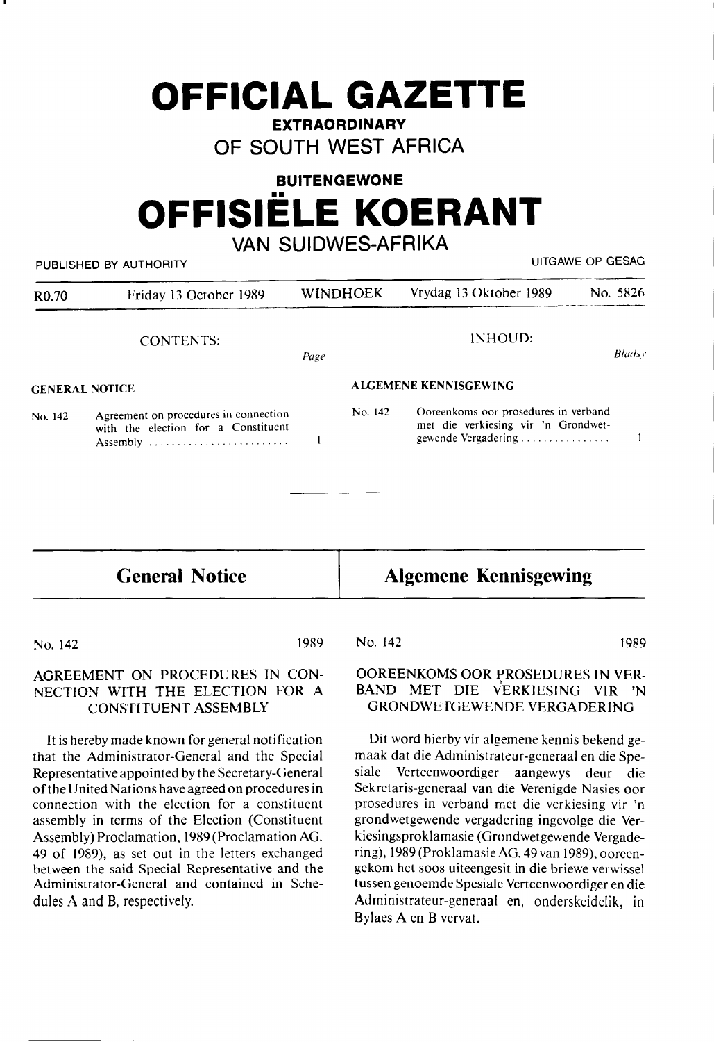# OFFICIAL GAZETTE

**EXTRAORDINARY**

OF SOUTH WEST AFRICA

**BUITENGEWONE**

# OFFISIËLE KOERANT

VAN SUIDWES-AFRIKA

PUBLISHED BY AUTHORITY — UITGAWE OP GESAG

| R0.70 | Friday 13 October 1989 | WINDHOEK | Vrydag 13 Oktober 1989 | No. 5826 |
|---|---|---|---|---|

CONTENTS: *Page*

**GENERAL NOTICE**

No. 142 Agreement on procedures in connection with the election for a Constituent Assembly ........................ 1

INHOUD: *Bladsy*

**ALGEMENE KENNISGEWING**

No. 142 Ooreenkoms oor prosedures in verband met die verkiesing vir 'n Grondwetgewende Vergadering ................ 1

---

## General Notice

No. 142 1989

### AGREEMENT ON PROCEDURES IN CONNECTION WITH THE ELECTION FOR A CONSTITUENT ASSEMBLY

It is hereby made known for general notification that the Administrator-General and the Special Representative appointed by the Secretary-General of the United Nations have agreed on procedures in connection with the election for a constituent assembly in terms of the Election (Constituent Assembly) Proclamation, 1989 (Proclamation AG. 49 of 1989), as set out in the letters exchanged between the said Special Representative and the Administrator-General and contained in Schedules A and B, respectively.

## Algemene Kennisgewing

No. 142 1989

### OOREENKOMS OOR PROSEDURES IN VERBAND MET DIE VERKIESING VIR 'N GRONDWETGEWENDE VERGADERING

Dit word hierby vir algemene kennis bekend gemaak dat die Administrateur-generaal en die Spesiale Verteenwoordiger aangewys deur die Sekretaris-generaal van die Verenigde Nasies oor prosedures in verband met die verkiesing vir 'n grondwetgewende vergadering ingevolge die Verkiesingsproklamasie (Grondwetgewende Vergadering), 1989 (Proklamasie AG. 49 van 1989), ooreengekom het soos uiteengesit in die briewe verwissel tussen genoemde Spesiale Verteenwoordiger en die Administrateur-generaal en, onderskeidelik, in Bylaes A en B vervat.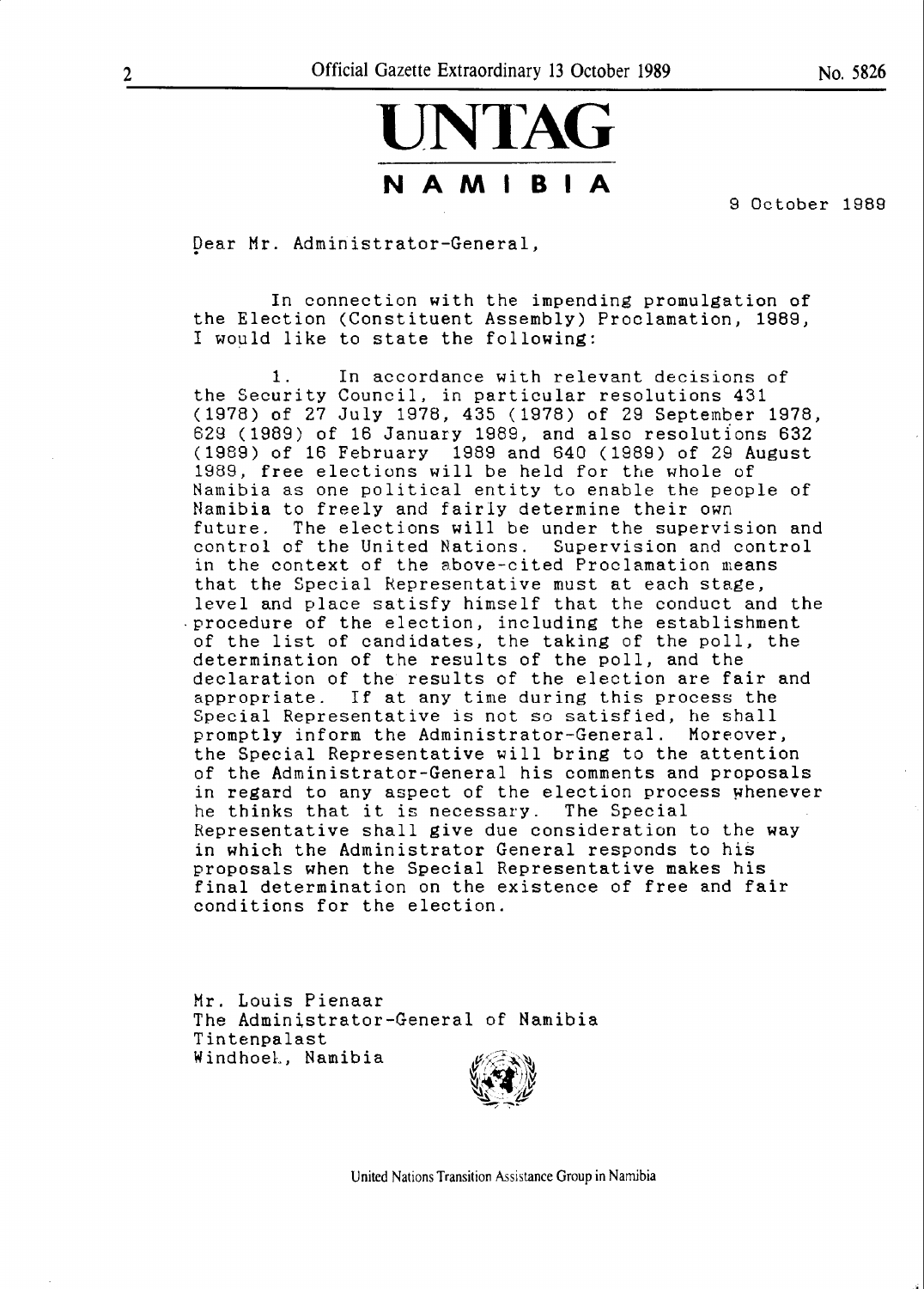# UNTAG

## NAMIBIA

9 October 1989

Dear Mr. Administrator-General,

In connection with the impending promulgation of the Election (Constituent Assembly) Proclamation, 1989, I would like to state the following:

1. In accordance with relevant decisions of the Security Council, in particular resolutions 431 (1978) of 27 July 1978, 435 (1978) of 29 September 1978, 629 (1989) of 16 January 1989, and also resolutions 632 (1989) of 16 February 1989 and 640 (1989) of 29 August 1989, free elections will be held for the whole of Namibia as one political entity to enable the people of Namibia to freely and fairly determine their own future. The elections will be under the supervision and control of the United Nations. Supervision and control in the context of the above-cited Proclamation means that the Special Representative must at each stage, level and place satisfy himself that the conduct and the procedure of the election, including the establishment of the list of candidates, the taking of the poll, the determination of the results of the poll, and the declaration of the results of the election are fair and appropriate. If at any time during this process the Special Representative is not so satisfied, he shall promptly inform the Administrator-General. Moreover, the Special Representative will bring to the attention of the Administrator-General his comments and proposals in regard to any aspect of the election process whenever he thinks that it is necessary. The Special Representative shall give due consideration to the way in which the Administrator General responds to his proposals when the Special Representative makes his final determination on the existence of free and fair conditions for the election.

Mr. Louis Pienaar
The Administrator-General of Namibia
Tintenpalast
Windhoek, Namibia

United Nations Transition Assistance Group in Namibia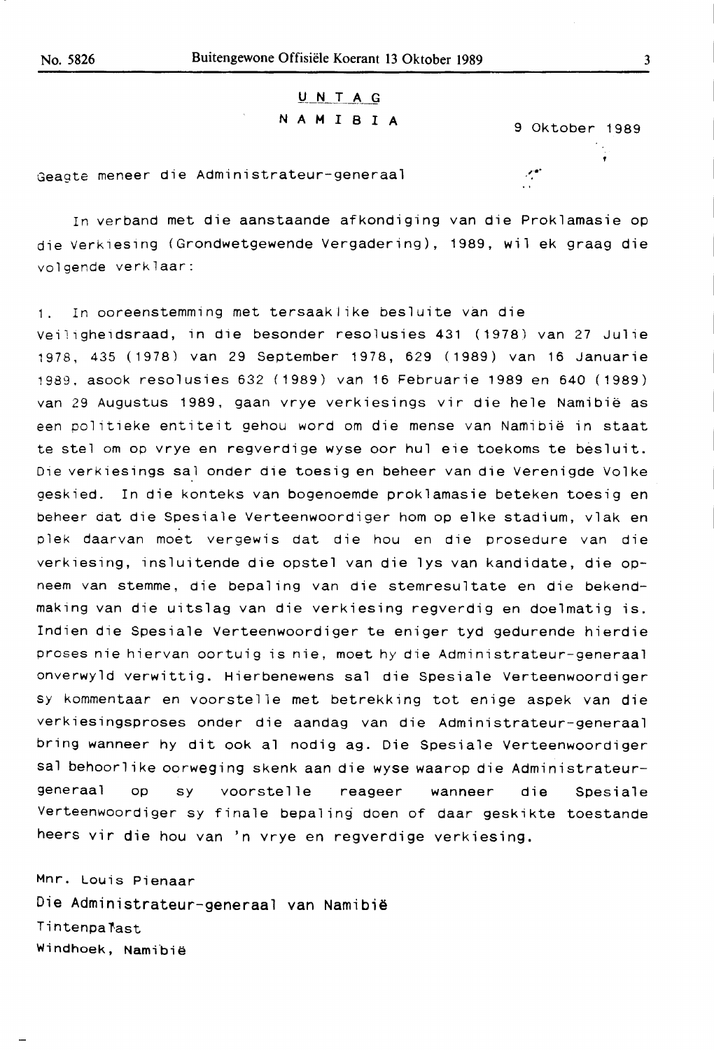UNTAG

NAMIBIA

9 Oktober 1989

Geagte meneer die Administrateur-generaal

In verband met die aanstaande afkondiging van die Proklamasie op die Verkiesing (Grondwetgewende Vergadering), 1989, wil ek graag die volgende verklaar:

1. In ooreenstemming met tersaaklike besluite van die Veiligheidsraad, in die besonder resolusies 431 (1978) van 27 Julie 1978, 435 (1978) van 29 September 1978, 629 (1989) van 16 Januarie 1989, asook resolusies 632 (1989) van 16 Februarie 1989 en 640 (1989) van 29 Augustus 1989, gaan vrye verkiesings vir die hele Namibië as een politieke entiteit gehou word om die mense van Namibië in staat te stel om op vrye en regverdige wyse oor hul eie toekoms te besluit. Die verkiesings sal onder die toesig en beheer van die Verenigde Volke geskied. In die konteks van bogenoemde proklamasie beteken toesig en beheer dat die Spesiale Verteenwoordiger hom op elke stadium, vlak en plek daarvan moet vergewis dat die hou en die prosedure van die verkiesing, insluitende die opstel van die lys van kandidate, die opneem van stemme, die bepaling van die stemresultate en die bekendmaking van die uitslag van die verkiesing regverdig en doelmatig is. Indien die Spesiale Verteenwoordiger te eniger tyd gedurende hierdie proses nie hiervan oortuig is nie, moet hy die Administrateur-generaal onverwyld verwittig. Hierbenewens sal die Spesiale Verteenwoordiger sy kommentaar en voorstelle met betrekking tot enige aspek van die verkiesingsproses onder die aandag van die Administrateur-generaal bring wanneer hy dit ook al nodig ag. Die Spesiale Verteenwoordiger sal behoorlike oorweging skenk aan die wyse waarop die Administrateur-generaal op sy voorstelle reageer wanneer die Spesiale Verteenwoordiger sy finale bepaling doen of daar geskikte toestande heers vir die hou van 'n vrye en regverdige verkiesing.

Mnr. Louis Pienaar
Die Administrateur-generaal van Namibië
Tintenpalast
Windhoek, Namibië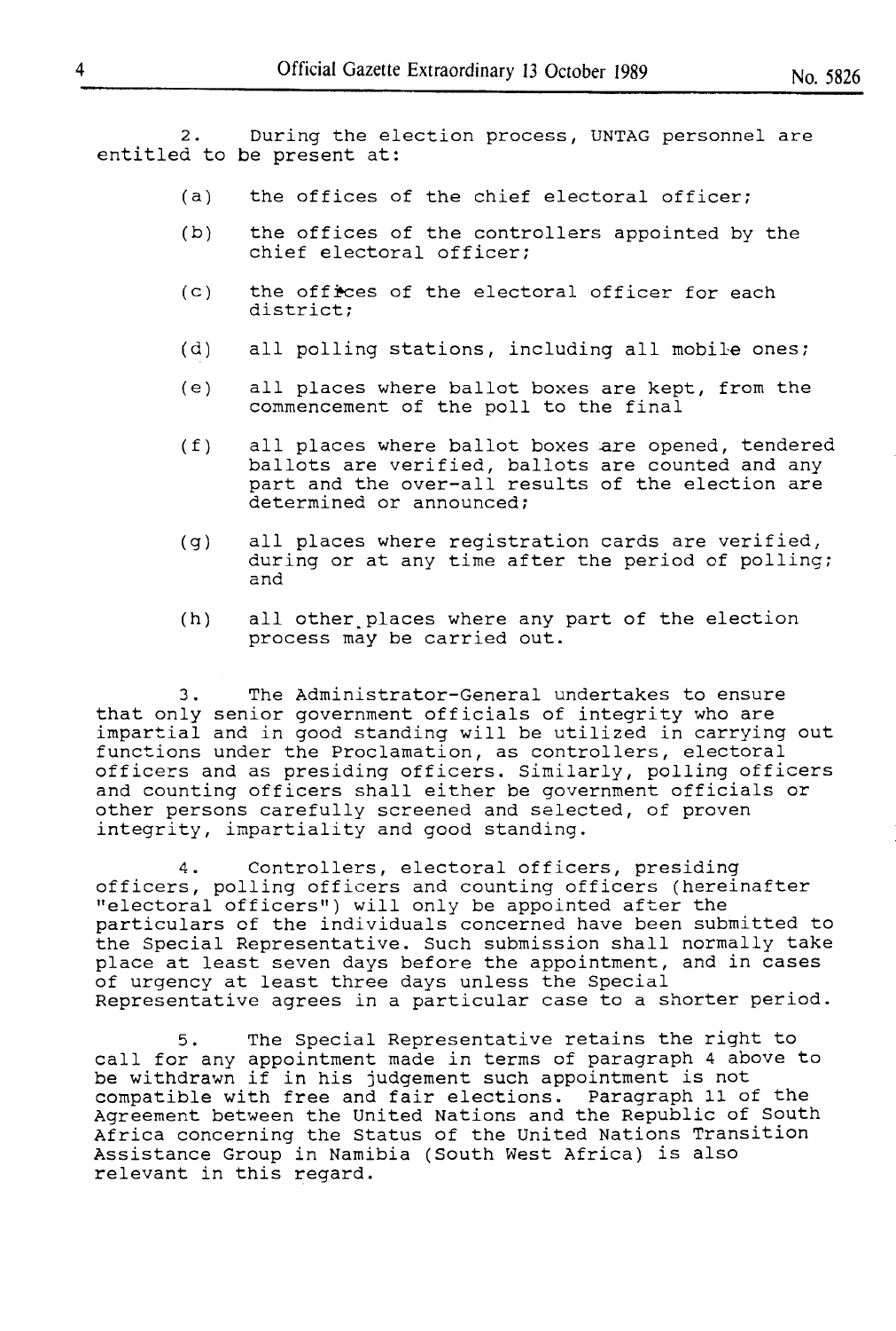2. During the election process, UNTAG personnel are entitled to be present at:

(a) the offices of the chief electoral officer;

(b) the offices of the controllers appointed by the chief electoral officer;

(c) the offices of the electoral officer for each district;

(d) all polling stations, including all mobile ones;

(e) all places where ballot boxes are kept, from the commencement of the poll to the final

(f) all places where ballot boxes are opened, tendered ballots are verified, ballots are counted and any part and the over-all results of the election are determined or announced;

(g) all places where registration cards are verified, during or at any time after the period of polling; and

(h) all other places where any part of the election process may be carried out.

3. The Administrator-General undertakes to ensure that only senior government officials of integrity who are impartial and in good standing will be utilized in carrying out functions under the Proclamation, as controllers, electoral officers and as presiding officers. Similarly, polling officers and counting officers shall either be government officials or other persons carefully screened and selected, of proven integrity, impartiality and good standing.

4. Controllers, electoral officers, presiding officers, polling officers and counting officers (hereinafter "electoral officers") will only be appointed after the particulars of the individuals concerned have been submitted to the Special Representative. Such submission shall normally take place at least seven days before the appointment, and in cases of urgency at least three days unless the Special Representative agrees in a particular case to a shorter period.

5. The Special Representative retains the right to call for any appointment made in terms of paragraph 4 above to be withdrawn if in his judgement such appointment is not compatible with free and fair elections. Paragraph 11 of the Agreement between the United Nations and the Republic of South Africa concerning the Status of the United Nations Transition Assistance Group in Namibia (South West Africa) is also relevant in this regard.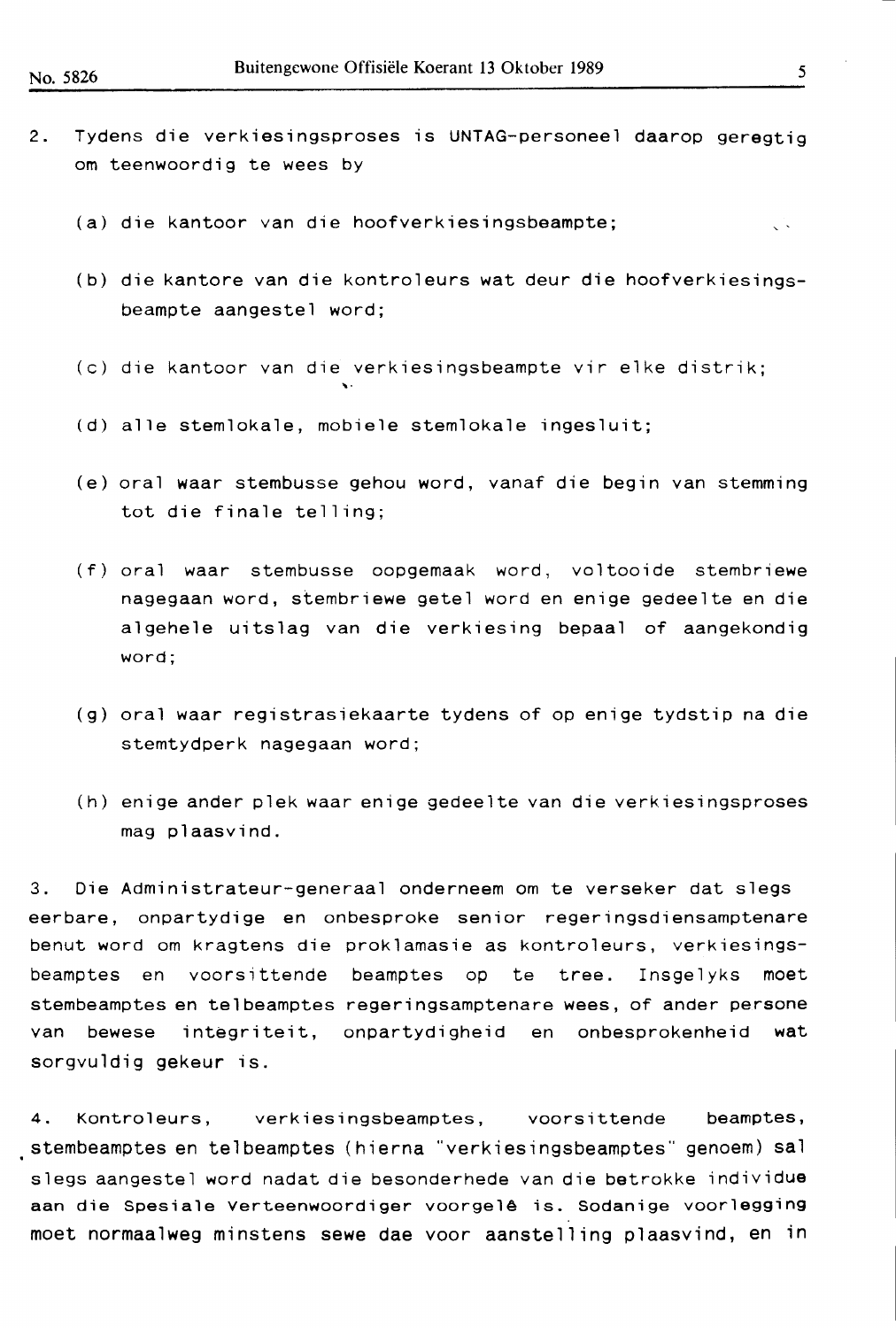2. Tydens die verkiesingsproses is UNTAG-personeel daarop geregtig om teenwoordig te wees by

(a) die kantoor van die hoofverkiesingsbeampte;

(b) die kantore van die kontroleurs wat deur die hoofverkiesingsbeampte aangestel word;

(c) die kantoor van die verkiesingsbeampte vir elke distrik;

(d) alle stemlokale, mobiele stemlokale ingesluit;

(e) oral waar stembusse gehou word, vanaf die begin van stemming tot die finale telling;

(f) oral waar stembusse oopgemaak word, voltooide stembriewe nagegaan word, stembriewe getel word en enige gedeelte en die algehele uitslag van die verkiesing bepaal of aangekondig word;

(g) oral waar registrasiekaarte tydens of op enige tydstip na die stemtydperk nagegaan word;

(h) enige ander plek waar enige gedeelte van die verkiesingsproses mag plaasvind.

3. Die Administrateur-generaal onderneem om te verseker dat slegs eerbare, onpartydige en onbesproke senior regeringsdiensamptenare benut word om kragtens die proklamasie as kontroleurs, verkiesingsbeamptes en voorsittende beamptes op te tree. Insgelyks moet stembeamptes en telbeamptes regeringsamptenare wees, of ander persone van bewese integriteit, onpartydigheid en onbesprokenheid wat sorgvuldig gekeur is.

4. Kontroleurs, verkiesingsbeamptes, voorsittende beamptes, stembeamptes en telbeamptes (hierna "verkiesingsbeamptes" genoem) sal slegs aangestel word nadat die besonderhede van die betrokke individue aan die Spesiale Verteenwoordiger voorgelê is. Sodanige voorlegging moet normaalweg minstens sewe dae voor aanstelling plaasvind, en in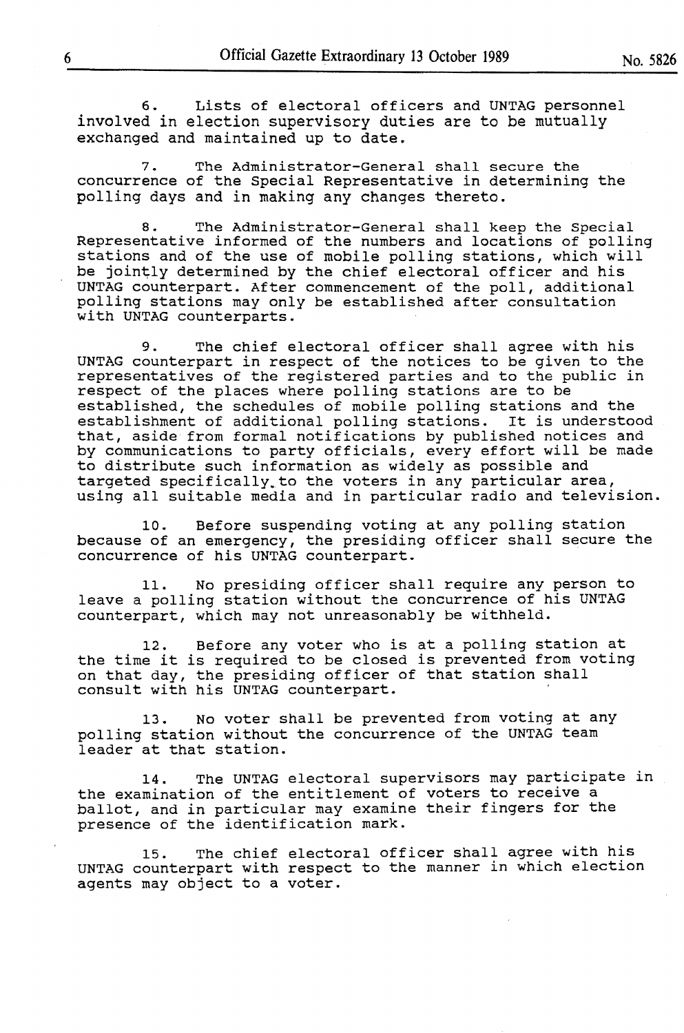6. Lists of electoral officers and UNTAG personnel involved in election supervisory duties are to be mutually exchanged and maintained up to date.

7. The Administrator-General shall secure the concurrence of the Special Representative in determining the polling days and in making any changes thereto.

8. The Administrator-General shall keep the Special Representative informed of the numbers and locations of polling stations and of the use of mobile polling stations, which will be jointly determined by the chief electoral officer and his UNTAG counterpart. After commencement of the poll, additional polling stations may only be established after consultation with UNTAG counterparts.

9. The chief electoral officer shall agree with his UNTAG counterpart in respect of the notices to be given to the representatives of the registered parties and to the public in respect of the places where polling stations are to be established, the schedules of mobile polling stations and the establishment of additional polling stations. It is understood that, aside from formal notifications by published notices and by communications to party officials, every effort will be made to distribute such information as widely as possible and targeted specifically to the voters in any particular area, using all suitable media and in particular radio and television.

10. Before suspending voting at any polling station because of an emergency, the presiding officer shall secure the concurrence of his UNTAG counterpart.

11. No presiding officer shall require any person to leave a polling station without the concurrence of his UNTAG counterpart, which may not unreasonably be withheld.

12. Before any voter who is at a polling station at the time it is required to be closed is prevented from voting on that day, the presiding officer of that station shall consult with his UNTAG counterpart.

13. No voter shall be prevented from voting at any polling station without the concurrence of the UNTAG team leader at that station.

14. The UNTAG electoral supervisors may participate in the examination of the entitlement of voters to receive a ballot, and in particular may examine their fingers for the presence of the identification mark.

15. The chief electoral officer shall agree with his UNTAG counterpart with respect to the manner in which election agents may object to a voter.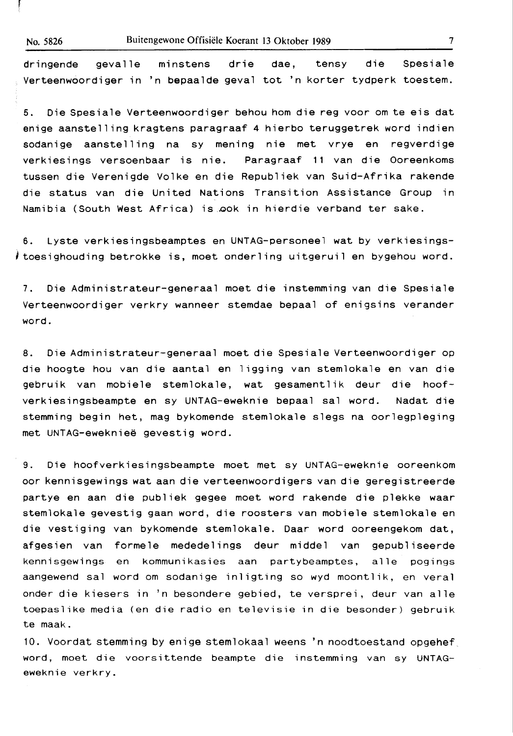dringende gevalle minstens drie dae, tensy die Spesiale Verteenwoordiger in 'n bepaalde geval tot 'n korter tydperk toestem.

5. Die Spesiale Verteenwoordiger behou hom die reg voor om te eis dat enige aanstelling kragtens paragraaf 4 hierbo teruggetrek word indien sodanige aanstelling na sy mening nie met vrye en regverdige verkiesings versoenbaar is nie. Paragraaf 11 van die Ooreenkoms tussen die Verenigde Volke en die Republiek van Suid-Afrika rakende die status van die United Nations Transition Assistance Group in Namibia (South West Africa) is ook in hierdie verband ter sake.

6. Lyste verkiesingsbeamptes en UNTAG-personeel wat by verkiesingstoesighouding betrokke is, moet onderling uitgeruil en bygehou word.

7. Die Administrateur-generaal moet die instemming van die Spesiale Verteenwoordiger verkry wanneer stemdae bepaal of enigsins verander word.

8. Die Administrateur-generaal moet die Spesiale Verteenwoordiger op die hoogte hou van die aantal en ligging van stemlokale en van die gebruik van mobiele stemlokale, wat gesamentlik deur die hoofverkiesingsbeampte en sy UNTAG-eweknie bepaal sal word. Nadat die stemming begin het, mag bykomende stemlokale slegs na oorlegpleging met UNTAG-eweknieë gevestig word.

9. Die hoofverkiesingsbeampte moet met sy UNTAG-eweknie ooreenkom oor kennisgewings wat aan die verteenwoordigers van die geregistreerde partye en aan die publiek gegee moet word rakende die plekke waar stemlokale gevestig gaan word, die roosters van mobiele stemlokale en die vestiging van bykomende stemlokale. Daar word ooreengekom dat, afgesien van formele mededelings deur middel van gepubliseerde kennisgewings en kommunikasies aan partybeamptes, alle pogings aangewend sal word om sodanige inligting so wyd moontlik, en veral onder die kiesers in 'n besondere gebied, te versprei, deur van alle toepaslike media (en die radio en televisie in die besonder) gebruik te maak.

10. Voordat stemming by enige stemlokaal weens 'n noodtoestand opgehef word, moet die voorsittende beampte die instemming van sy UNTAG-eweknie verkry.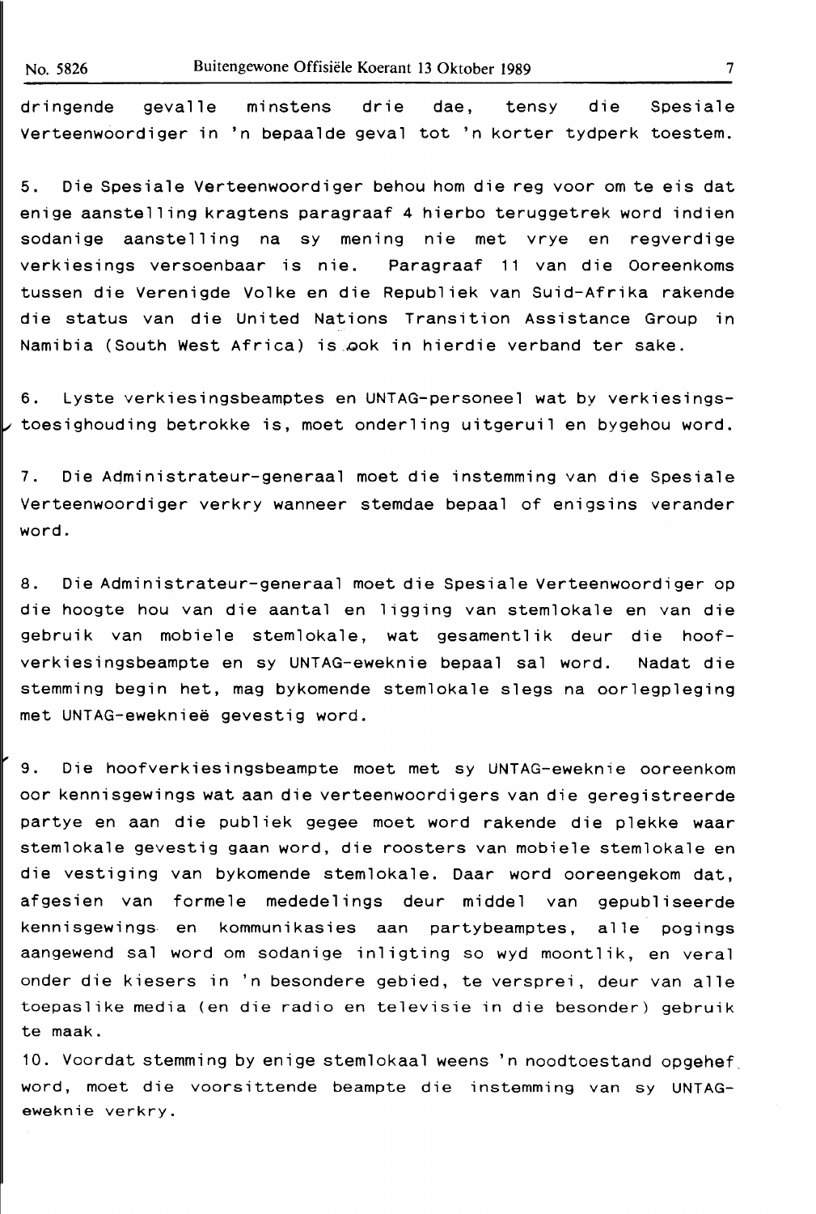dringende gevalle minstens drie dae, tensy die Spesiale Verteenwoordiger in 'n bepaalde geval tot 'n korter tydperk toestem.

5. Die Spesiale Verteenwoordiger behou hom die reg voor om te eis dat enige aanstelling kragtens paragraaf 4 hierbo teruggetrek word indien sodanige aanstelling na sy mening nie met vrye en regverdige verkiesings versoenbaar is nie. Paragraaf 11 van die Ooreenkoms tussen die Verenigde Volke en die Republiek van Suid-Afrika rakende die status van die United Nations Transition Assistance Group in Namibia (South West Africa) is ook in hierdie verband ter sake.

6. Lyste verkiesingsbeamptes en UNTAG-personeel wat by verkiesingstoesighouding betrokke is, moet onderling uitgeruil en bygehou word.

7. Die Administrateur-generaal moet die instemming van die Spesiale Verteenwoordiger verkry wanneer stemdae bepaal of enigsins verander word.

8. Die Administrateur-generaal moet die Spesiale Verteenwoordiger op die hoogte hou van die aantal en ligging van stemlokale en van die gebruik van mobiele stemlokale, wat gesamentlik deur die hoofverkiesingsbeampte en sy UNTAG-eweknie bepaal sal word. Nadat die stemming begin het, mag bykomende stemlokale slegs na oorlegpleging met UNTAG-eweknieë gevestig word.

9. Die hoofverkiesingsbeampte moet met sy UNTAG-eweknie ooreenkom oor kennisgewings wat aan die verteenwoordigers van die geregistreerde partye en aan die publiek gegee moet word rakende die plekke waar stemlokale gevestig gaan word, die roosters van mobiele stemlokale en die vestiging van bykomende stemlokale. Daar word ooreengekom dat, afgesien van formele mededelings deur middel van gepubliseerde kennisgewings en kommunikasies aan partybeamptes, alle pogings aangewend sal word om sodanige inligting so wyd moontlik, en veral onder die kiesers in 'n besondere gebied, te versprei, deur van alle toepaslike media (en die radio en televisie in die besonder) gebruik te maak.

10. Voordat stemming by enige stemlokaal weens 'n noodtoestand opgehef word, moet die voorsittende beampte die instemming van sy UNTAG-eweknie verkry.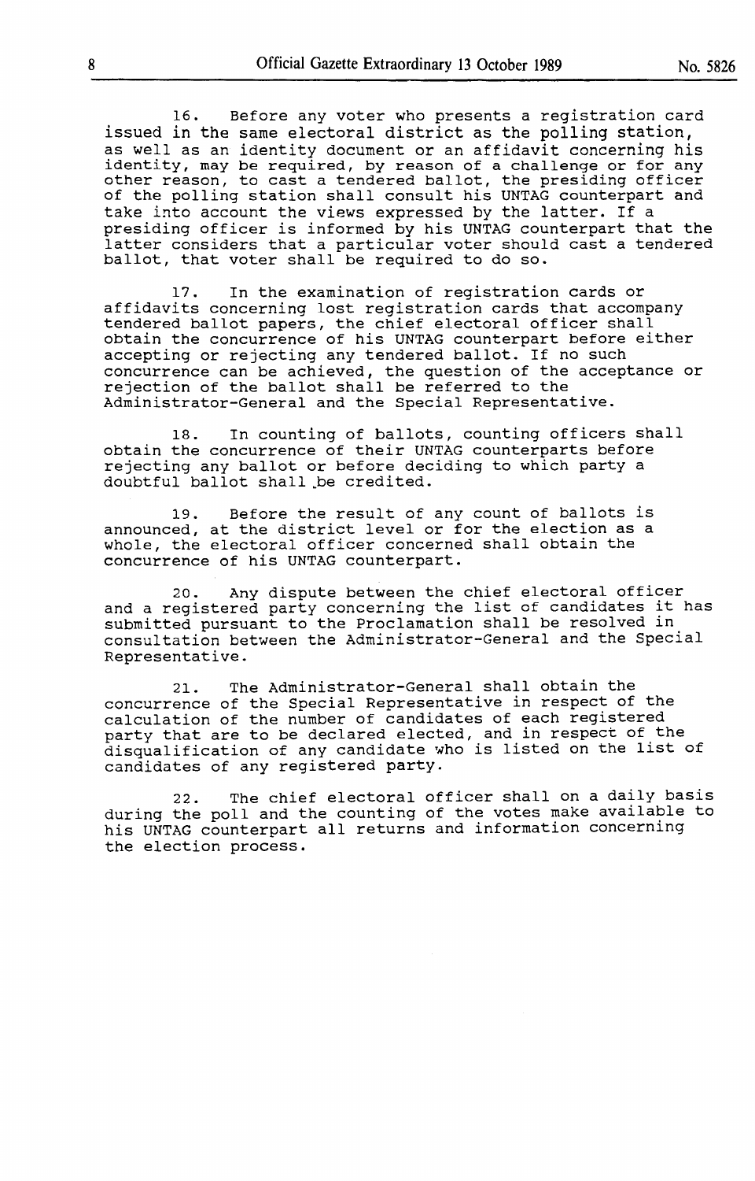16. Before any voter who presents a registration card issued in the same electoral district as the polling station, as well as an identity document or an affidavit concerning his identity, may be required, by reason of a challenge or for any other reason, to cast a tendered ballot, the presiding officer of the polling station shall consult his UNTAG counterpart and take into account the views expressed by the latter. If a presiding officer is informed by his UNTAG counterpart that the latter considers that a particular voter should cast a tendered ballot, that voter shall be required to do so.

17. In the examination of registration cards or affidavits concerning lost registration cards that accompany tendered ballot papers, the chief electoral officer shall obtain the concurrence of his UNTAG counterpart before either accepting or rejecting any tendered ballot. If no such concurrence can be achieved, the question of the acceptance or rejection of the ballot shall be referred to the Administrator-General and the Special Representative.

18. In counting of ballots, counting officers shall obtain the concurrence of their UNTAG counterparts before rejecting any ballot or before deciding to which party a doubtful ballot shall be credited.

19. Before the result of any count of ballots is announced, at the district level or for the election as a whole, the electoral officer concerned shall obtain the concurrence of his UNTAG counterpart.

20. Any dispute between the chief electoral officer and a registered party concerning the list of candidates it has submitted pursuant to the Proclamation shall be resolved in consultation between the Administrator-General and the Special Representative.

21. The Administrator-General shall obtain the concurrence of the Special Representative in respect of the calculation of the number of candidates of each registered party that are to be declared elected, and in respect of the disqualification of any candidate who is listed on the list of candidates of any registered party.

22. The chief electoral officer shall on a daily basis during the poll and the counting of the votes make available to his UNTAG counterpart all returns and information concerning the election process.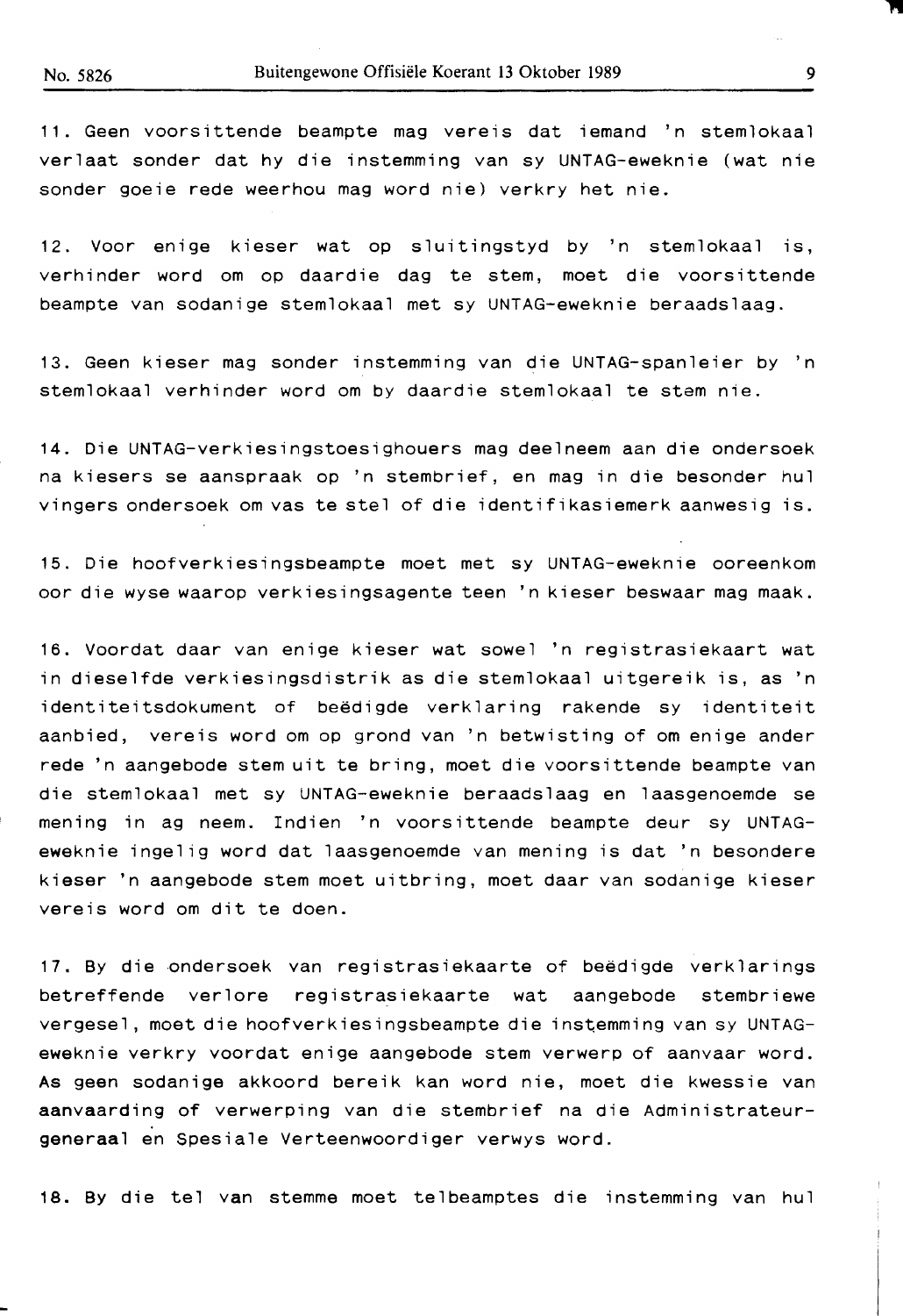11. Geen voorsittende beampte mag vereis dat iemand 'n stemlokaal verlaat sonder dat hy die instemming van sy UNTAG-eweknie (wat nie sonder goeie rede weerhou mag word nie) verkry het nie.

12. Voor enige kieser wat op sluitingstyd by 'n stemlokaal is, verhinder word om op daardie dag te stem, moet die voorsittende beampte van sodanige stemlokaal met sy UNTAG-eweknie beraadslaag.

13. Geen kieser mag sonder instemming van die UNTAG-spanleier by 'n stemlokaal verhinder word om by daardie stemlokaal te stem nie.

14. Die UNTAG-verkiesingstoesighouers mag deelneem aan die ondersoek na kiesers se aanspraak op 'n stembrief, en mag in die besonder hul vingers ondersoek om vas te stel of die identifikasiemerk aanwesig is.

15. Die hoofverkiesingsbeampte moet met sy UNTAG-eweknie ooreenkom oor die wyse waarop verkiesingsagente teen 'n kieser beswaar mag maak.

16. Voordat daar van enige kieser wat sowel 'n registrasiekaart wat in dieselfde verkiesingsdistrik as die stemlokaal uitgereik is, as 'n identiteitsdokument of beëdigde verklaring rakende sy identiteit aanbied, vereis word om op grond van 'n betwisting of om enige ander rede 'n aangebode stem uit te bring, moet die voorsittende beampte van die stemlokaal met sy UNTAG-eweknie beraadslaag en laasgenoemde se mening in ag neem. Indien 'n voorsittende beampte deur sy UNTAG-eweknie ingelig word dat laasgenoemde van mening is dat 'n besondere kieser 'n aangebode stem moet uitbring, moet daar van sodanige kieser vereis word om dit te doen.

17. By die ondersoek van registrasiekaarte of beëdigde verklarings betreffende verlore registrasiekaarte wat aangebode stembriewe vergesel, moet die hoofverkiesingsbeampte die instemming van sy UNTAG-eweknie verkry voordat enige aangebode stem verwerp of aanvaar word. As geen sodanige akkoord bereik kan word nie, moet die kwessie van aanvaarding of verwerping van die stembrief na die Administrateur-generaal en Spesiale Verteenwoordiger verwys word.

18. By die tel van stemme moet telbeamptes die instemming van hul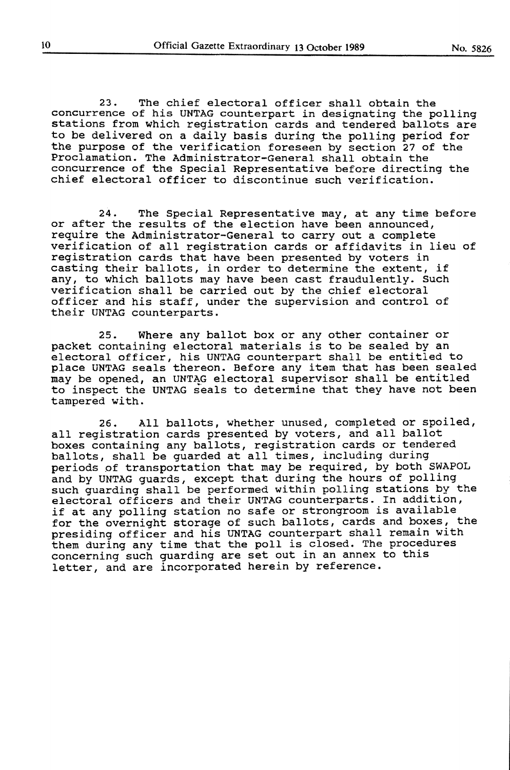23. The chief electoral officer shall obtain the concurrence of his UNTAG counterpart in designating the polling stations from which registration cards and tendered ballots are to be delivered on a daily basis during the polling period for the purpose of the verification foreseen by section 27 of the Proclamation. The Administrator-General shall obtain the concurrence of the Special Representative before directing the chief electoral officer to discontinue such verification.

24. The Special Representative may, at any time before or after the results of the election have been announced, require the Administrator-General to carry out a complete verification of all registration cards or affidavits in lieu of registration cards that have been presented by voters in casting their ballots, in order to determine the extent, if any, to which ballots may have been cast fraudulently. Such verification shall be carried out by the chief electoral officer and his staff, under the supervision and control of their UNTAG counterparts.

25. Where any ballot box or any other container or packet containing electoral materials is to be sealed by an electoral officer, his UNTAG counterpart shall be entitled to place UNTAG seals thereon. Before any item that has been sealed may be opened, an UNTAG electoral supervisor shall be entitled to inspect the UNTAG seals to determine that they have not been tampered with.

26. All ballots, whether unused, completed or spoiled, all registration cards presented by voters, and all ballot boxes containing any ballots, registration cards or tendered ballots, shall be guarded at all times, including during periods of transportation that may be required, by both SWAPOL and by UNTAG guards, except that during the hours of polling such guarding shall be performed within polling stations by the electoral officers and their UNTAG counterparts. In addition, if at any polling station no safe or strongroom is available for the overnight storage of such ballots, cards and boxes, the presiding officer and his UNTAG counterpart shall remain with them during any time that the poll is closed. The procedures concerning such guarding are set out in an annex to this letter, and are incorporated herein by reference.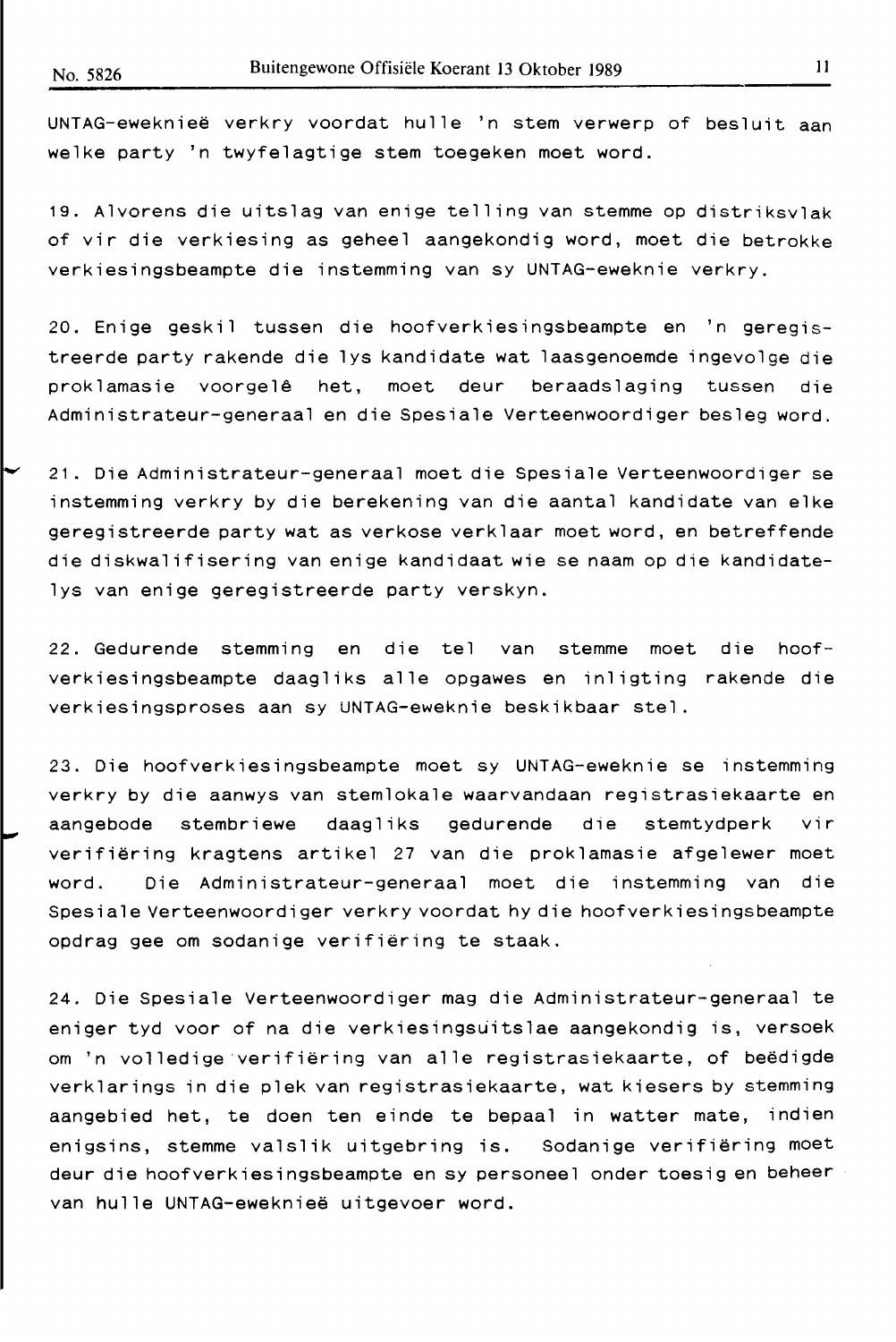UNTAG-eweknieë verkry voordat hulle 'n stem verwerp of besluit aan welke party 'n twyfelagtige stem toegeken moet word.

19. Alvorens die uitslag van enige telling van stemme op distriksvlak of vir die verkiesing as geheel aangekondig word, moet die betrokke verkiesingsbeampte die instemming van sy UNTAG-eweknie verkry.

20. Enige geskil tussen die hoofverkiesingsbeampte en 'n geregistreerde party rakende die lys kandidate wat laasgenoemde ingevolge die proklamasie voorgelê het, moet deur beraadslaging tussen die Administrateur-generaal en die Spesiale Verteenwoordiger besleg word.

21. Die Administrateur-generaal moet die Spesiale Verteenwoordiger se instemming verkry by die berekening van die aantal kandidate van elke geregistreerde party wat as verkose verklaar moet word, en betreffende die diskwalifisering van enige kandidaat wie se naam op die kandidatelys van enige geregistreerde party verskyn.

22. Gedurende stemming en die tel van stemme moet die hoofverkiesingsbeampte daagliks alle opgawes en inligting rakende die verkiesingsproses aan sy UNTAG-eweknie beskikbaar stel.

23. Die hoofverkiesingsbeampte moet sy UNTAG-eweknie se instemming verkry by die aanwys van stemlokale waarvandaan registrasiekaarte en aangebode stembriewe daagliks gedurende die stemtydperk vir verifiëring kragtens artikel 27 van die proklamasie afgelewer moet word. Die Administrateur-generaal moet die instemming van die Spesiale Verteenwoordiger verkry voordat hy die hoofverkiesingsbeampte opdrag gee om sodanige verifiëring te staak.

24. Die Spesiale Verteenwoordiger mag die Administrateur-generaal te eniger tyd voor of na die verkiesingsuitslae aangekondig is, versoek om 'n volledige verifiëring van alle registrasiekaarte, of beëdigde verklarings in die plek van registrasiekaarte, wat kiesers by stemming aangebied het, te doen ten einde te bepaal in watter mate, indien enigsins, stemme valslik uitgebring is. Sodanige verifiëring moet deur die hoofverkiesingsbeampte en sy personeel onder toesig en beheer van hulle UNTAG-eweknieë uitgevoer word.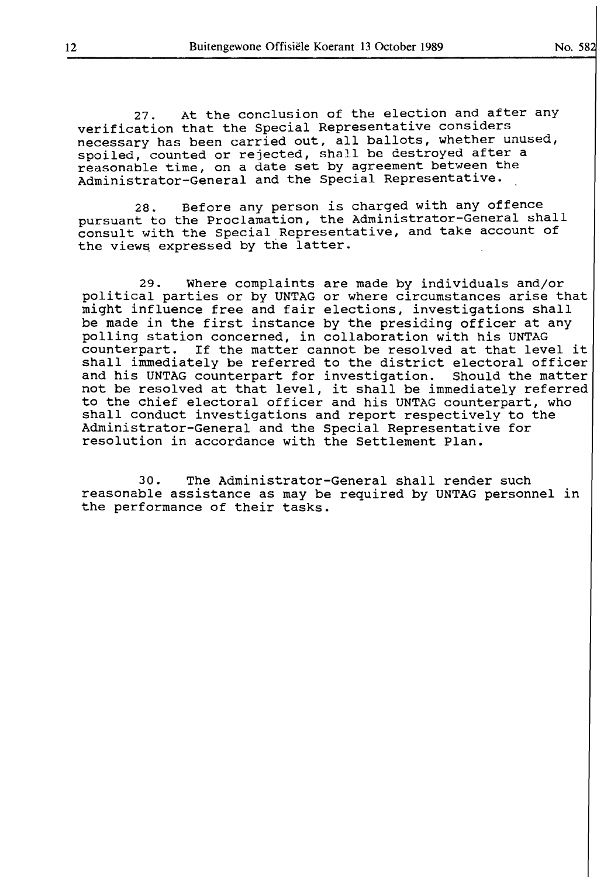27. At the conclusion of the election and after any verification that the Special Representative considers necessary has been carried out, all ballots, whether unused, spoiled, counted or rejected, shall be destroyed after a reasonable time, on a date set by agreement between the Administrator-General and the Special Representative.

28. Before any person is charged with any offence pursuant to the Proclamation, the Administrator-General shall consult with the Special Representative, and take account of the views expressed by the latter.

29. Where complaints are made by individuals and/or political parties or by UNTAG or where circumstances arise that might influence free and fair elections, investigations shall be made in the first instance by the presiding officer at any polling station concerned, in collaboration with his UNTAG counterpart. If the matter cannot be resolved at that level it shall immediately be referred to the district electoral officer and his UNTAG counterpart for investigation. Should the matter not be resolved at that level, it shall be immediately referred to the chief electoral officer and his UNTAG counterpart, who shall conduct investigations and report respectively to the Administrator-General and the Special Representative for resolution in accordance with the Settlement Plan.

30. The Administrator-General shall render such reasonable assistance as may be required by UNTAG personnel in the performance of their tasks.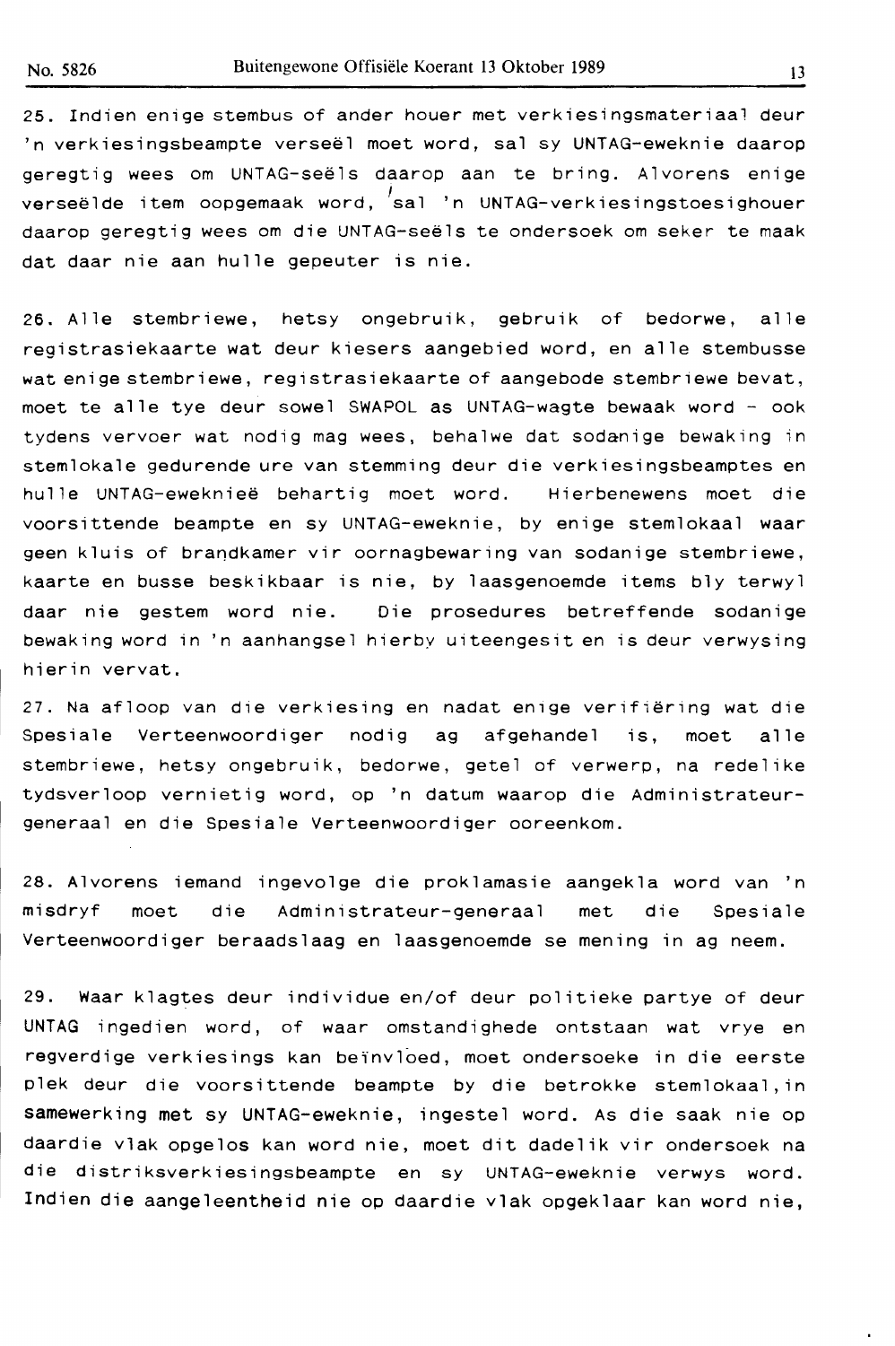25. Indien enige stembus of ander houer met verkiesingsmateriaal deur 'n verkiesingsbeampte verseël moet word, sal sy UNTAG-eweknie daarop geregtig wees om UNTAG-seëls daarop aan te bring. Alvorens enige verseëlde item oopgemaak word, sal 'n UNTAG-verkiesingstoesighouer daarop geregtig wees om die UNTAG-seëls te ondersoek om seker te maak dat daar nie aan hulle gepeuter is nie.

26. Alle stembriewe, hetsy ongebruik, gebruik of bedorwe, alle registrasiekaarte wat deur kiesers aangebied word, en alle stembusse wat enige stembriewe, registrasiekaarte of aangebode stembriewe bevat, moet te alle tye deur sowel SWAPOL as UNTAG-wagte bewaak word - ook tydens vervoer wat nodig mag wees, behalwe dat sodanige bewaking in stemlokale gedurende ure van stemming deur die verkiesingsbeamptes en hulle UNTAG-eweknieë behartig moet word. Hierbenewens moet die voorsittende beampte en sy UNTAG-eweknie, by enige stemlokaal waar geen kluis of brandkamer vir oornagbewaring van sodanige stembriewe, kaarte en busse beskikbaar is nie, by laasgenoemde items bly terwyl daar nie gestem word nie. Die prosedures betreffende sodanige bewaking word in 'n aanhangsel hierby uiteengesit en is deur verwysing hierin vervat.

27. Na afloop van die verkiesing en nadat enige verifiëring wat die Spesiale Verteenwoordiger nodig ag afgehandel is, moet alle stembriewe, hetsy ongebruik, bedorwe, getel of verwerp, na redelike tydsverloop vernietig word, op 'n datum waarop die Administrateur-generaal en die Spesiale Verteenwoordiger ooreenkom.

28. Alvorens iemand ingevolge die proklamasie aangekla word van 'n misdryf moet die Administrateur-generaal met die Spesiale Verteenwoordiger beraadslaag en laasgenoemde se mening in ag neem.

29. Waar klagtes deur individue en/of deur politieke partye of deur UNTAG ingedien word, of waar omstandighede ontstaan wat vrye en regverdige verkiesings kan beïnvloed, moet ondersoeke in die eerste plek deur die voorsittende beampte by die betrokke stemlokaal, in samewerking met sy UNTAG-eweknie, ingestel word. As die saak nie op daardie vlak opgelos kan word nie, moet dit dadelik vir ondersoek na die distriksverkiesingsbeampte en sy UNTAG-eweknie verwys word. Indien die aangeleentheid nie op daardie vlak opgeklaar kan word nie,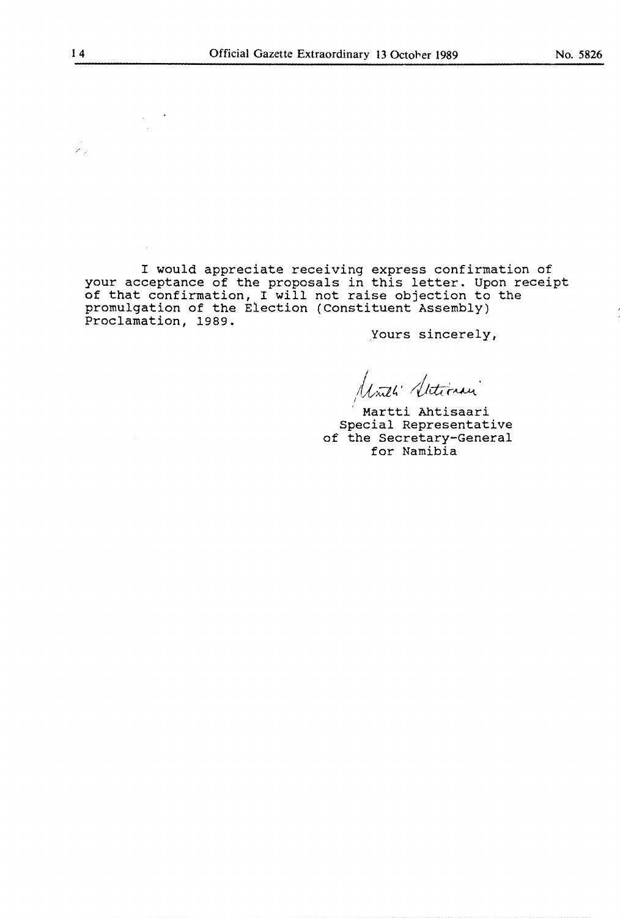I would appreciate receiving express confirmation of your acceptance of the proposals in this letter. Upon receipt of that confirmation, I will not raise objection to the promulgation of the Election (Constituent Assembly) Proclamation, 1989.

Yours sincerely,

Martti Ahtisaari
Special Representative
of the Secretary-General
for Namibia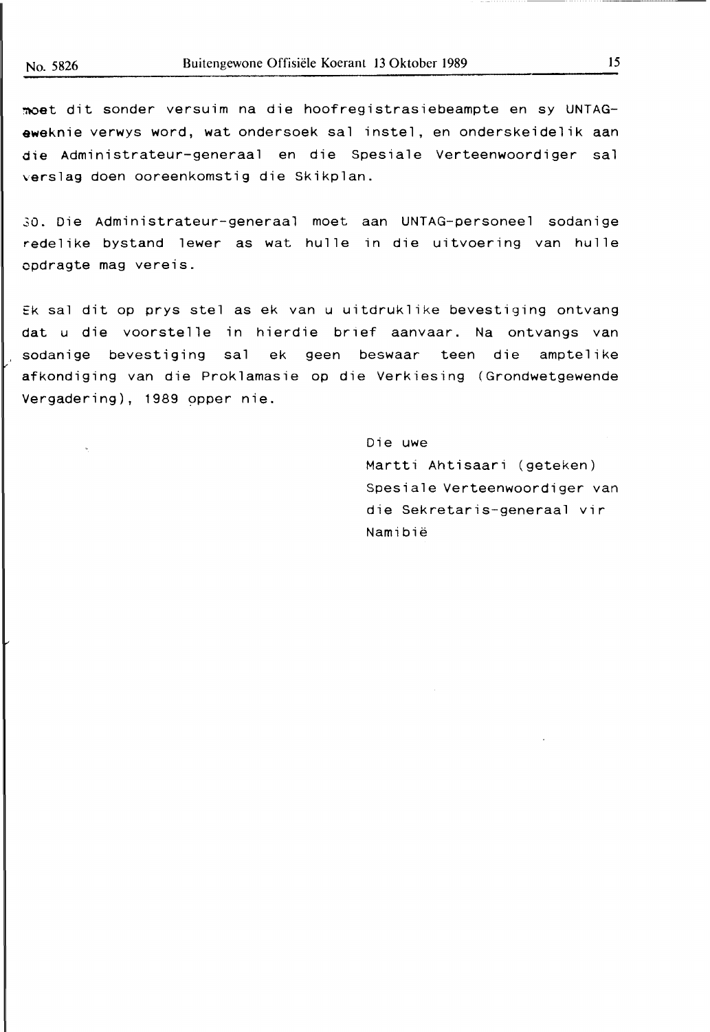moet dit sonder versuim na die hoofregistrasiebeampte en sy UNTAG-eweknie verwys word, wat ondersoek sal instel, en onderskeidelik aan die Administrateur-generaal en die Spesiale Verteenwoordiger sal verslag doen ooreenkomstig die Skikplan.

30. Die Administrateur-generaal moet aan UNTAG-personeel sodanige redelike bystand lewer as wat hulle in die uitvoering van hulle opdragte mag vereis.

Ek sal dit op prys stel as ek van u uitdruklike bevestiging ontvang dat u die voorstelle in hierdie brief aanvaar. Na ontvangs van sodanige bevestiging sal ek geen beswaar teen die amptelike afkondiging van die Proklamasie op die Verkiesing (Grondwetgewende Vergadering), 1989 opper nie.

Die uwe
Martti Ahtisaari (geteken)
Spesiale Verteenwoordiger van die Sekretaris-generaal vir Namibië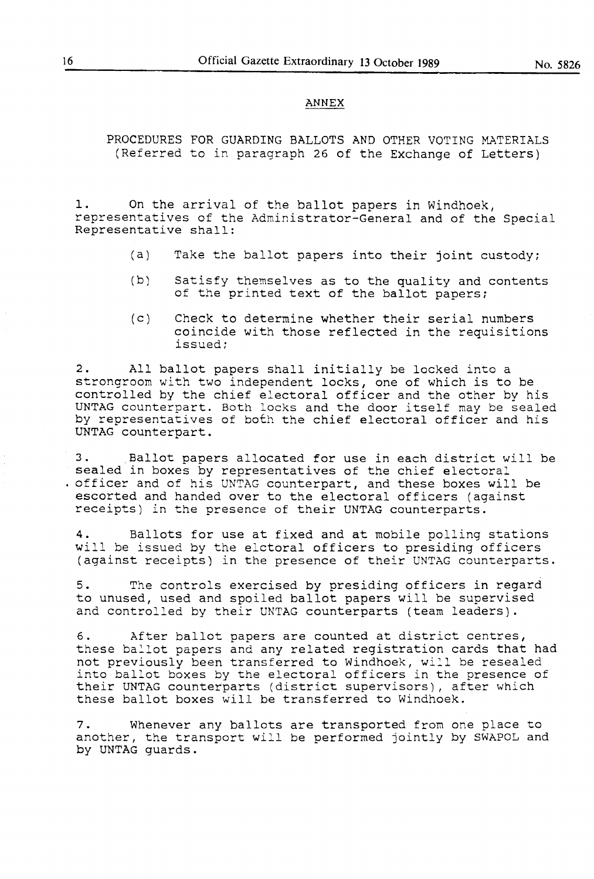## ANNEX

### PROCEDURES FOR GUARDING BALLOTS AND OTHER VOTING MATERIALS (Referred to in paragraph 26 of the Exchange of Letters)

1. On the arrival of the ballot papers in Windhoek, representatives of the Administrator-General and of the Special Representative shall:

   (a) Take the ballot papers into their joint custody;

   (b) Satisfy themselves as to the quality and contents of the printed text of the ballot papers;

   (c) Check to determine whether their serial numbers coincide with those reflected in the requisitions issued;

2. All ballot papers shall initially be locked into a strongroom with two independent locks, one of which is to be controlled by the chief electoral officer and the other by his UNTAG counterpart. Both locks and the door itself may be sealed by representatives of both the chief electoral officer and his UNTAG counterpart.

3. Ballot papers allocated for use in each district will be sealed in boxes by representatives of the chief electoral officer and of his UNTAG counterpart, and these boxes will be escorted and handed over to the electoral officers (against receipts) in the presence of their UNTAG counterparts.

4. Ballots for use at fixed and at mobile polling stations will be issued by the elctoral officers to presiding officers (against receipts) in the presence of their UNTAG counterparts.

5. The controls exercised by presiding officers in regard to unused, used and spoiled ballot papers will be supervised and controlled by their UNTAG counterparts (team leaders).

6. After ballot papers are counted at district centres, these ballot papers and any related registration cards that had not previously been transferred to Windhoek, will be resealed into ballot boxes by the electoral officers in the presence of their UNTAG counterparts (district supervisors), after which these ballot boxes will be transferred to Windhoek.

7. Whenever any ballots are transported from one place to another, the transport will be performed jointly by SWAPOL and by UNTAG guards.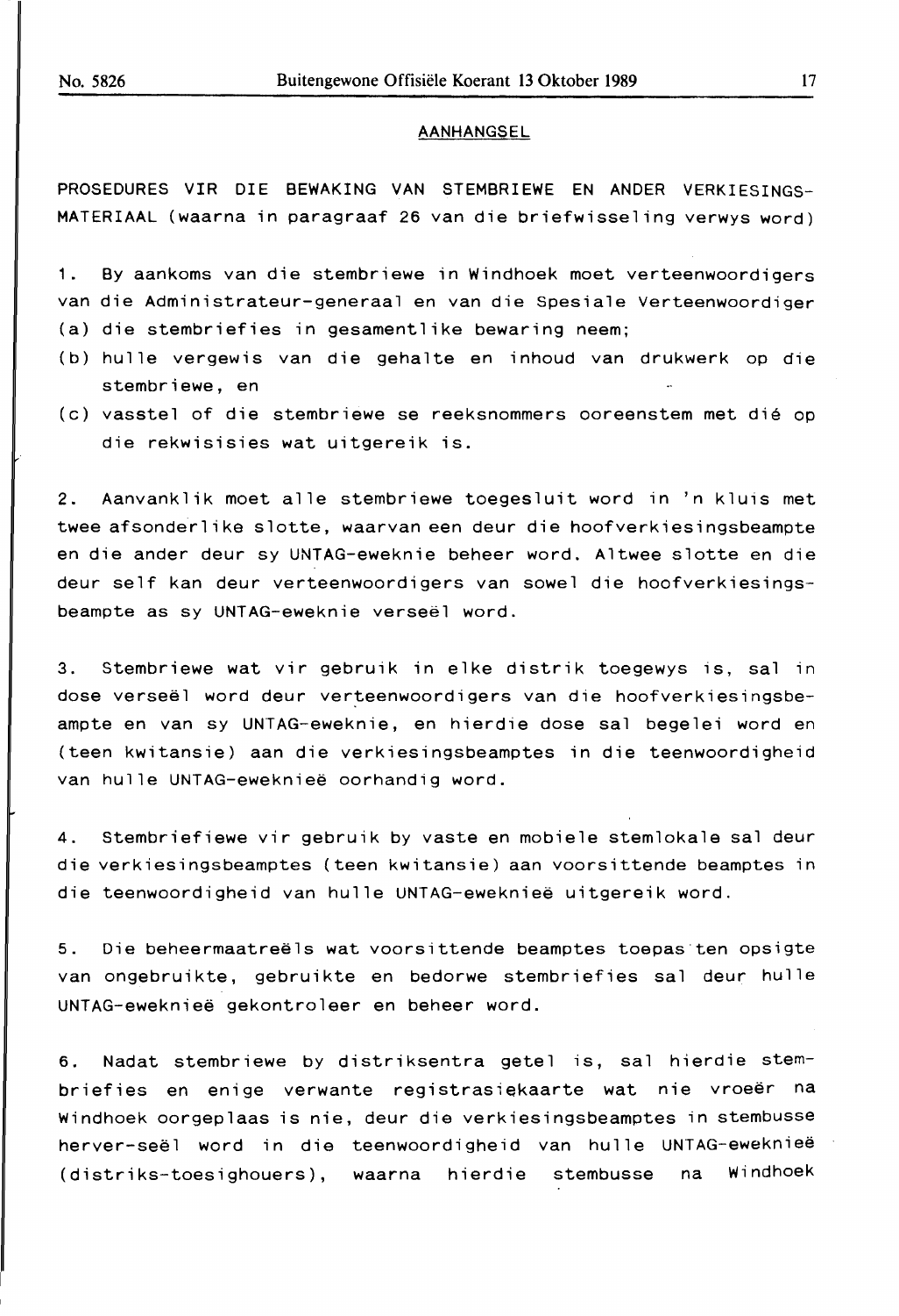## AANHANGSEL

PROSEDURES VIR DIE BEWAKING VAN STEMBRIEWE EN ANDER VERKIESINGS-MATERIAAL (waarna in paragraaf 26 van die briefwisseling verwys word)

1. By aankoms van die stembriewe in Windhoek moet verteenwoordigers van die Administrateur-generaal en van die Spesiale Verteenwoordiger
   (a) die stembriefies in gesamentlike bewaring neem;
   (b) hulle vergewis van die gehalte en inhoud van drukwerk op die stembriewe, en
   (c) vasstel of die stembriewe se reeksnommers ooreenstem met dié op die rekwisisies wat uitgereik is.

2. Aanvanklik moet alle stembriewe toegesluit word in 'n kluis met twee afsonderlike slotte, waarvan een deur die hoofverkiesingsbeampte en die ander deur sy UNTAG-eweknie beheer word. Altwee slotte en die deur self kan deur verteenwoordigers van sowel die hoofverkiesingsbeampte as sy UNTAG-eweknie verseël word.

3. Stembriewe wat vir gebruik in elke distrik toegewys is, sal in dose verseël word deur verteenwoordigers van die hoofverkiesingsbeampte en van sy UNTAG-eweknie, en hierdie dose sal begelei word en (teen kwitansie) aan die verkiesingsbeamptes in die teenwoordigheid van hulle UNTAG-eweknieë oorhandig word.

4. Stembriefiewe vir gebruik by vaste en mobiele stemlokale sal deur die verkiesingsbeamptes (teen kwitansie) aan voorsittende beamptes in die teenwoordigheid van hulle UNTAG-eweknieë uitgereik word.

5. Die beheermaatreëls wat voorsittende beamptes toepas ten opsigte van ongebruikte, gebruikte en bedorwe stembriefies sal deur hulle UNTAG-eweknieë gekontroleer en beheer word.

6. Nadat stembriewe by distriksentra getel is, sal hierdie stembriefies en enige verwante registrasiekaarte wat nie vroeër na Windhoek oorgeplaas is nie, deur die verkiesingsbeamptes in stembusse herver-seël word in die teenwoordigheid van hulle UNTAG-eweknieë (distriks-toesighouers), waarna hierdie stembusse na Windhoek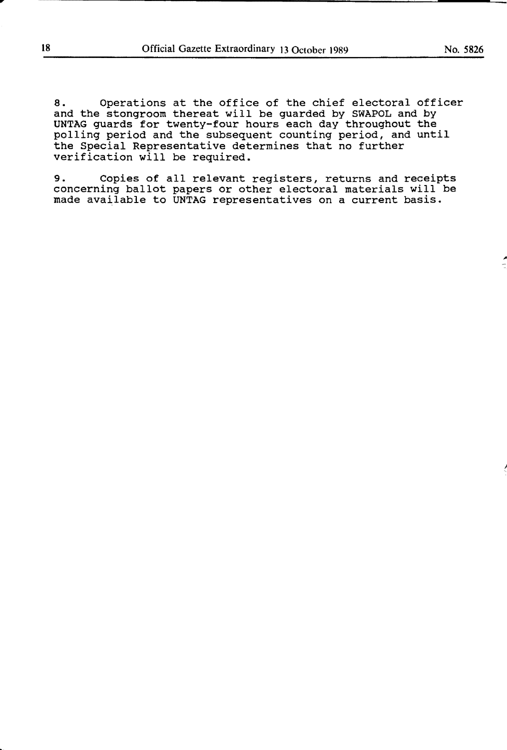8. Operations at the office of the chief electoral officer and the stongroom thereat will be guarded by SWAPOL and by UNTAG guards for twenty-four hours each day throughout the polling period and the subsequent counting period, and until the Special Representative determines that no further verification will be required.

9. Copies of all relevant registers, returns and receipts concerning ballot papers or other electoral materials will be made available to UNTAG representatives on a current basis.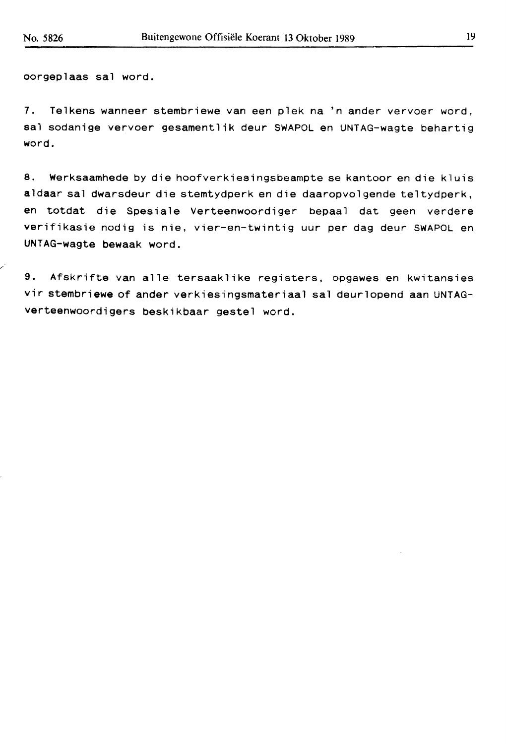oorgeplaas sal word.

7. Telkens wanneer stembriewe van een plek na 'n ander vervoer word, sal sodanige vervoer gesamentlik deur SWAPOL en UNTAG-wagte behartig word.

8. Werksaamhede by die hoofverkiesingsbeampte se kantoor en die kluis aldaar sal dwarsdeur die stemtydperk en die daaropvolgende teltydperk, en totdat die Spesiale Verteenwoordiger bepaal dat geen verdere verifikasie nodig is nie, vier-en-twintig uur per dag deur SWAPOL en UNTAG-wagte bewaak word.

9. Afskrifte van alle tersaaklike registers, opgawes en kwitansies vir stembriewe of ander verkiesingsmateriaal sal deurlopend aan UNTAG-verteenwoordigers beskikbaar gestel word.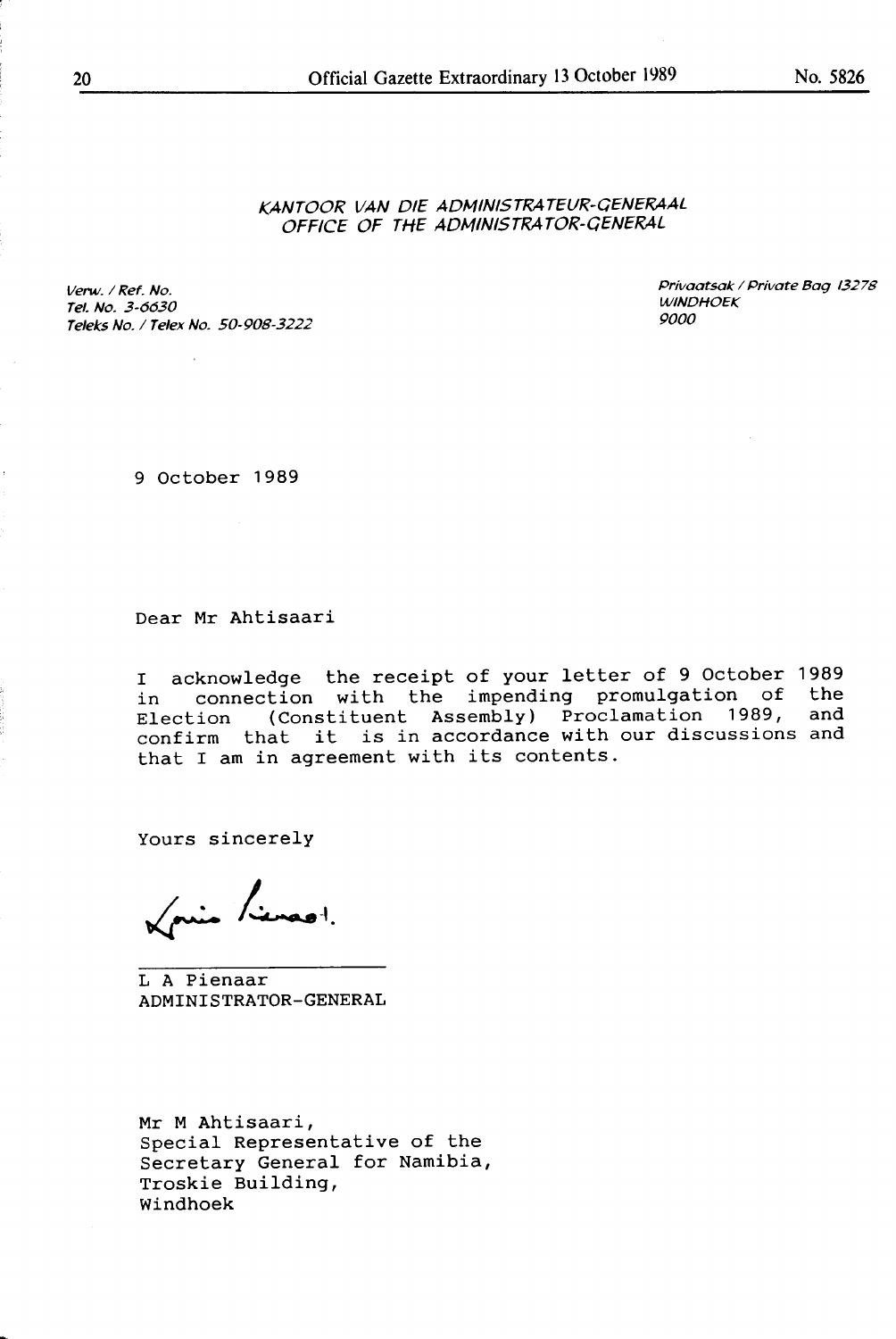*KANTOOR VAN DIE ADMINISTRATEUR-GENERAAL*
*OFFICE OF THE ADMINISTRATOR-GENERAL*

*Verw. / Ref. No.*
*Tel. No. 3-6630*
*Teleks No. / Telex No. 50-908-3222*

*Privaatsak / Private Bag 13278*
*WINDHOEK*
*9000*

9 October 1989

Dear Mr Ahtisaari

I acknowledge the receipt of your letter of 9 October 1989 in connection with the impending promulgation of the Election (Constituent Assembly) Proclamation 1989, and confirm that it is in accordance with our discussions and that I am in agreement with its contents.

Yours sincerely

L A Pienaar
ADMINISTRATOR-GENERAL

Mr M Ahtisaari,
Special Representative of the
Secretary General for Namibia,
Troskie Building,
Windhoek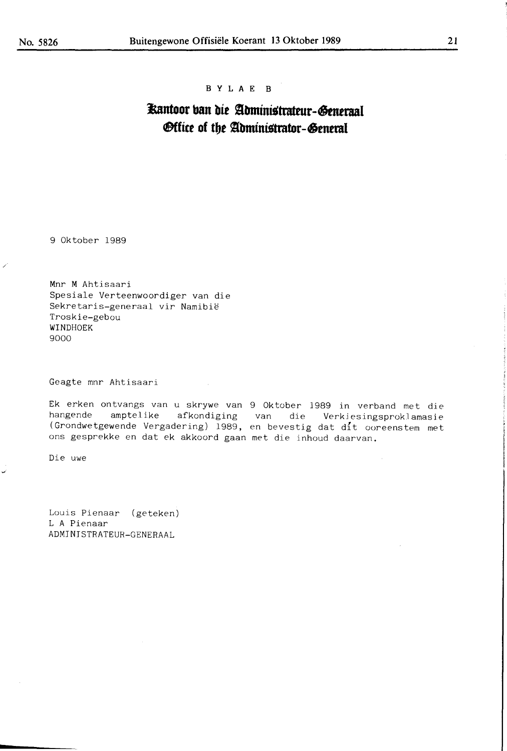B Y L A E B

# Kantoor van die Administrateur-Generaal
# Office of the Administrator-General

9 Oktober 1989

Mnr M Ahtisaari
Spesiale Verteenwoordiger van die
Sekretaris-generaal vir Namibië
Troskie-gebou
WINDHOEK
9000

Geagte mnr Ahtisaari

Ek erken ontvangs van u skrywe van 9 Oktober 1989 in verband met die hangende amptelike afkondiging van die Verkiesingsproklamasie (Grondwetgewende Vergadering) 1989, en bevestig dat dit ooreenstem met ons gesprekke en dat ek akkoord gaan met die inhoud daarvan.

Die uwe

Louis Pienaar (geteken)
L A Pienaar
ADMINISTRATEUR-GENERAAL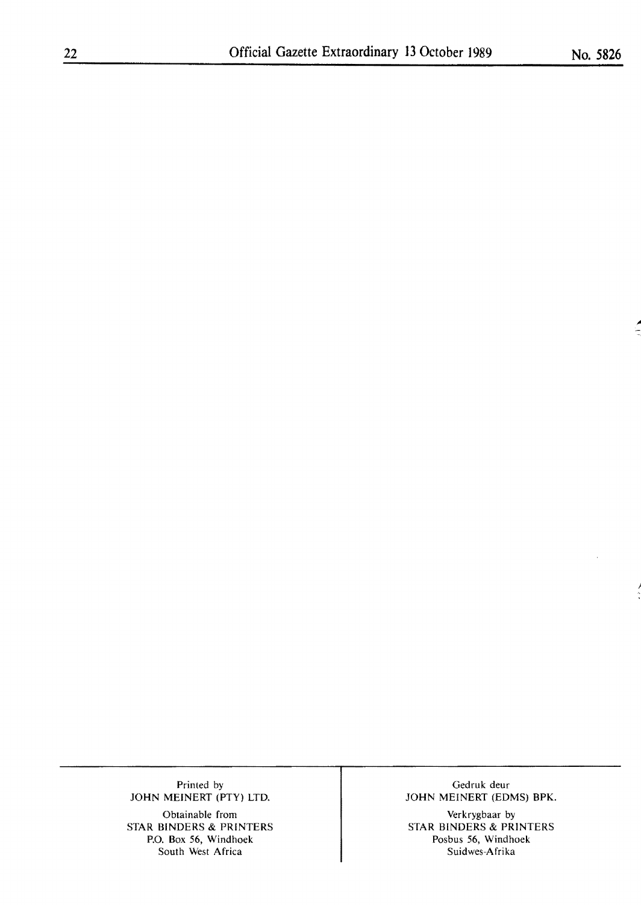Printed by
JOHN MEINERT (PTY) LTD.

Obtainable from
STAR BINDERS & PRINTERS
P.O. Box 56, Windhoek
South West Africa

Gedruk deur
JOHN MEINERT (EDMS) BPK.

Verkrygbaar by
STAR BINDERS & PRINTERS
Posbus 56, Windhoek
Suidwes-Afrika